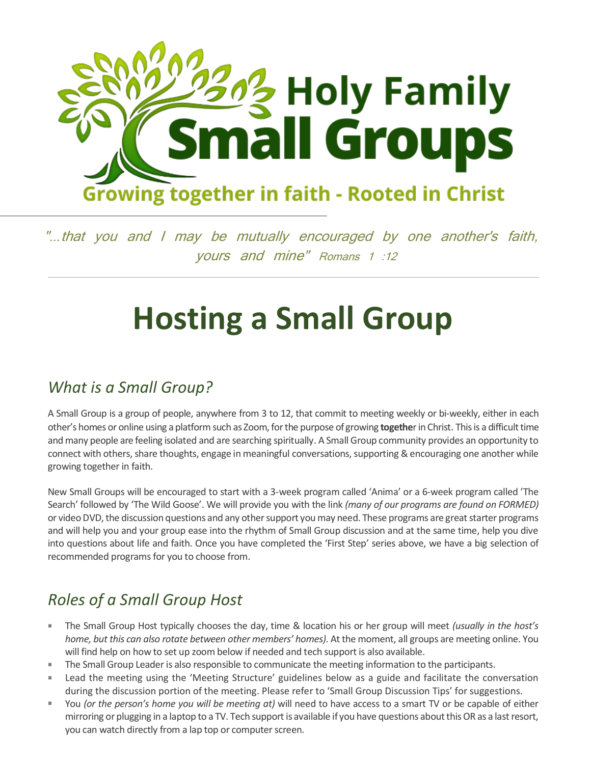# Holy Family Small Groups

Growing together in faith - Rooted in Christ

*"...that you and I may be mutually encouraged by one another's faith, yours and mine"* Romans 1 :12

# Hosting a Small Group

## *What is a Small Group?*

A Small Group is a group of people, anywhere from 3 to 12, that commit to meeting weekly or bi-weekly, either in each other's homes or online using a platform such as Zoom, for the purpose of growing **togethe**r in Christ. This is a difficult time and many people are feeling isolated and are searching spiritually. A Small Group community provides an opportunity to connect with others, share thoughts, engage in meaningful conversations, supporting & encouraging one another while growing together in faith.

New Small Groups will be encouraged to start with a 3-week program called 'Anima' or a 6-week program called 'The Search' followed by 'The Wild Goose'. We will provide you with the link *(many of our programs are found on FORMED)* or video DVD, the discussion questions and any other support you may need. These programs are great starter programs and will help you and your group ease into the rhythm of Small Group discussion and at the same time, help you dive into questions about life and faith. Once you have completed the 'First Step' series above, we have a big selection of recommended programs for you to choose from.

## *Roles of a Small Group Host*

- The Small Group Host typically chooses the day, time & location his or her group will meet *(usually in the host's home, but this can also rotate between other members' homes)*. At the moment, all groups are meeting online. You will find help on how to set up zoom below if needed and tech support is also available.
- The Small Group Leader is also responsible to communicate the meeting information to the participants.
- Lead the meeting using the 'Meeting Structure' guidelines below as a guide and facilitate the conversation during the discussion portion of the meeting. Please refer to 'Small Group Discussion Tips' for suggestions.
- You *(or the person's home you will be meeting at)* will need to have access to a smart TV or be capable of either mirroring or plugging in a laptop to a TV. Tech support is available if you have questions about this OR as a last resort, you can watch directly from a lap top or computer screen.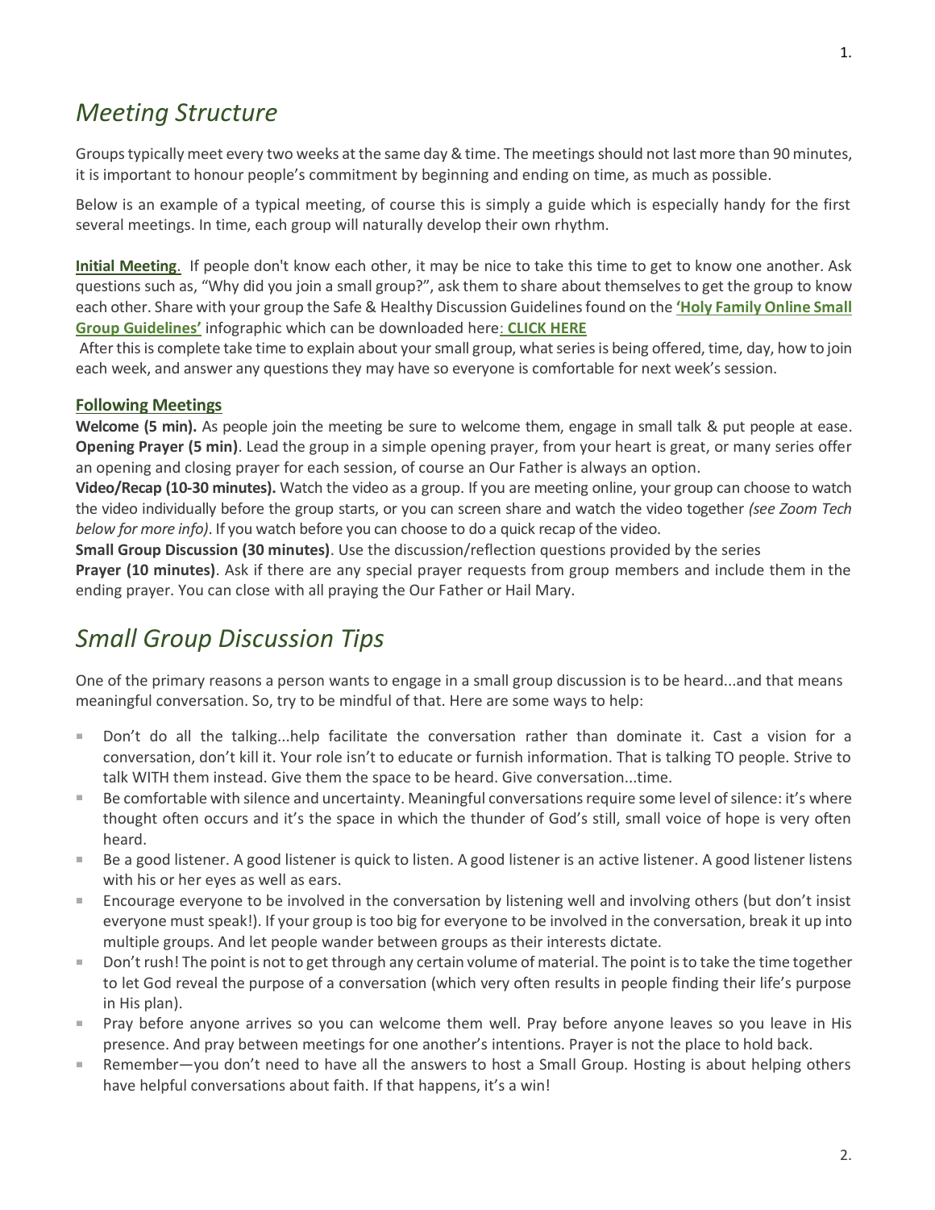## *Meeting Structure*

Groups typically meet every two weeks at the same day & time. The meetings should not last more than 90 minutes, it is important to honour people's commitment by beginning and ending on time, as much as possible.

Below is an example of a typical meeting, of course this is simply a guide which is especially handy for the first several meetings. In time, each group will naturally develop their own rhythm.

**Initial Meeting**. If people don't know each other, it may be nice to take this time to get to know one another. Ask questions such as, "Why did you join a small group?", ask them to share about themselves to get the group to know each other. Share with your group the Safe & Healthy Discussion Guidelines found on the **'Holy Family Online Small Group Guidelines'** infographic which can be downloaded here**: CLICK HERE**

After this is complete take time to explain about your small group, what series is being offered, time, day, how to join each week, and answer any questions they may have so everyone is comfortable for next week's session.

**Following Meetings**

**Welcome (5 min).** As people join the meeting be sure to welcome them, engage in small talk & put people at ease.
**Opening Prayer (5 min)**. Lead the group in a simple opening prayer, from your heart is great, or many series offer an opening and closing prayer for each session, of course an Our Father is always an option.
**Video/Recap (10-30 minutes).** Watch the video as a group. If you are meeting online, your group can choose to watch the video individually before the group starts, or you can screen share and watch the video together *(see Zoom Tech below for more info)*. If you watch before you can choose to do a quick recap of the video.
**Small Group Discussion (30 minutes)**. Use the discussion/reflection questions provided by the series
**Prayer (10 minutes)**. Ask if there are any special prayer requests from group members and include them in the ending prayer. You can close with all praying the Our Father or Hail Mary.

## *Small Group Discussion Tips*

One of the primary reasons a person wants to engage in a small group discussion is to be heard...and that means meaningful conversation. So, try to be mindful of that. Here are some ways to help:

- Don't do all the talking...help facilitate the conversation rather than dominate it. Cast a vision for a conversation, don't kill it. Your role isn't to educate or furnish information. That is talking TO people. Strive to talk WITH them instead. Give them the space to be heard. Give conversation...time.
- Be comfortable with silence and uncertainty. Meaningful conversations require some level of silence: it's where thought often occurs and it's the space in which the thunder of God's still, small voice of hope is very often heard.
- Be a good listener. A good listener is quick to listen. A good listener is an active listener. A good listener listens with his or her eyes as well as ears.
- Encourage everyone to be involved in the conversation by listening well and involving others (but don't insist everyone must speak!). If your group is too big for everyone to be involved in the conversation, break it up into multiple groups. And let people wander between groups as their interests dictate.
- Don't rush! The point is not to get through any certain volume of material. The point is to take the time together to let God reveal the purpose of a conversation (which very often results in people finding their life's purpose in His plan).
- Pray before anyone arrives so you can welcome them well. Pray before anyone leaves so you leave in His presence. And pray between meetings for one another's intentions. Prayer is not the place to hold back.
- Remember—you don't need to have all the answers to host a Small Group. Hosting is about helping others have helpful conversations about faith. If that happens, it's a win!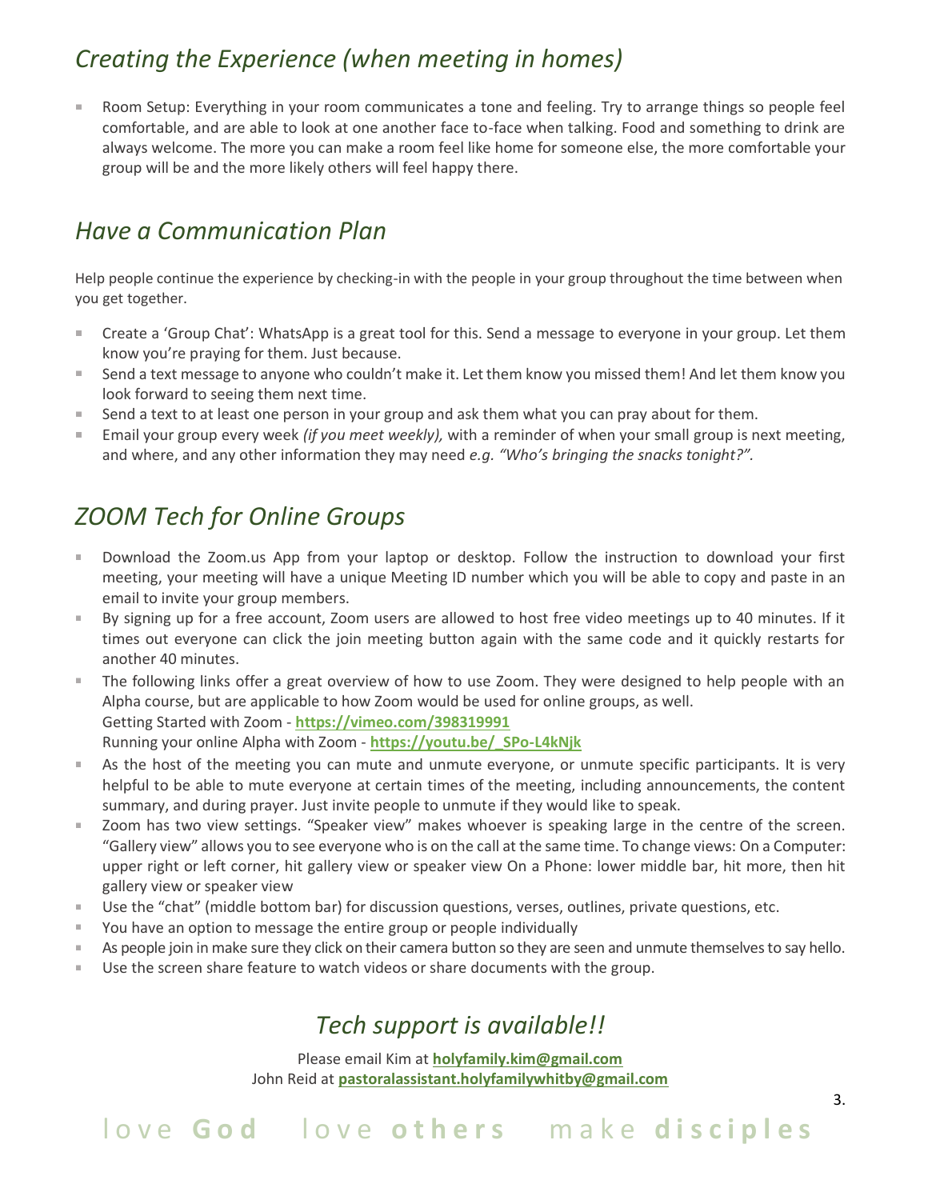## *Creating the Experience (when meeting in homes)*

- Room Setup: Everything in your room communicates a tone and feeling. Try to arrange things so people feel comfortable, and are able to look at one another face to-face when talking. Food and something to drink are always welcome. The more you can make a room feel like home for someone else, the more comfortable your group will be and the more likely others will feel happy there.

## *Have a Communication Plan*

Help people continue the experience by checking-in with the people in your group throughout the time between when you get together.

- Create a 'Group Chat': WhatsApp is a great tool for this. Send a message to everyone in your group. Let them know you're praying for them. Just because.
- Send a text message to anyone who couldn't make it. Let them know you missed them! And let them know you look forward to seeing them next time.
- Send a text to at least one person in your group and ask them what you can pray about for them.
- Email your group every week *(if you meet weekly),* with a reminder of when your small group is next meeting, and where, and any other information they may need *e.g. "Who's bringing the snacks tonight?".*

## *ZOOM Tech for Online Groups*

- Download the Zoom.us App from your laptop or desktop. Follow the instruction to download your first meeting, your meeting will have a unique Meeting ID number which you will be able to copy and paste in an email to invite your group members.
- By signing up for a free account, Zoom users are allowed to host free video meetings up to 40 minutes. If it times out everyone can click the join meeting button again with the same code and it quickly restarts for another 40 minutes.
- The following links offer a great overview of how to use Zoom. They were designed to help people with an Alpha course, but are applicable to how Zoom would be used for online groups, as well.
  Getting Started with Zoom - **https://vimeo.com/398319991**
  Running your online Alpha with Zoom - **https://youtu.be/_SPo-L4kNjk**
- As the host of the meeting you can mute and unmute everyone, or unmute specific participants. It is very helpful to be able to mute everyone at certain times of the meeting, including announcements, the content summary, and during prayer. Just invite people to unmute if they would like to speak.
- Zoom has two view settings. "Speaker view" makes whoever is speaking large in the centre of the screen. "Gallery view" allows you to see everyone who is on the call at the same time. To change views: On a Computer: upper right or left corner, hit gallery view or speaker view On a Phone: lower middle bar, hit more, then hit gallery view or speaker view
- Use the "chat" (middle bottom bar) for discussion questions, verses, outlines, private questions, etc.
- You have an option to message the entire group or people individually
- As people join in make sure they click on their camera button so they are seen and unmute themselves to say hello.
- Use the screen share feature to watch videos or share documents with the group.

## *Tech support is available!!*

Please email Kim at **holyfamily.kim@gmail.com**
John Reid at **pastoralassistant.holyfamilywhitby@gmail.com**

love **God** love **others** make **disciples**